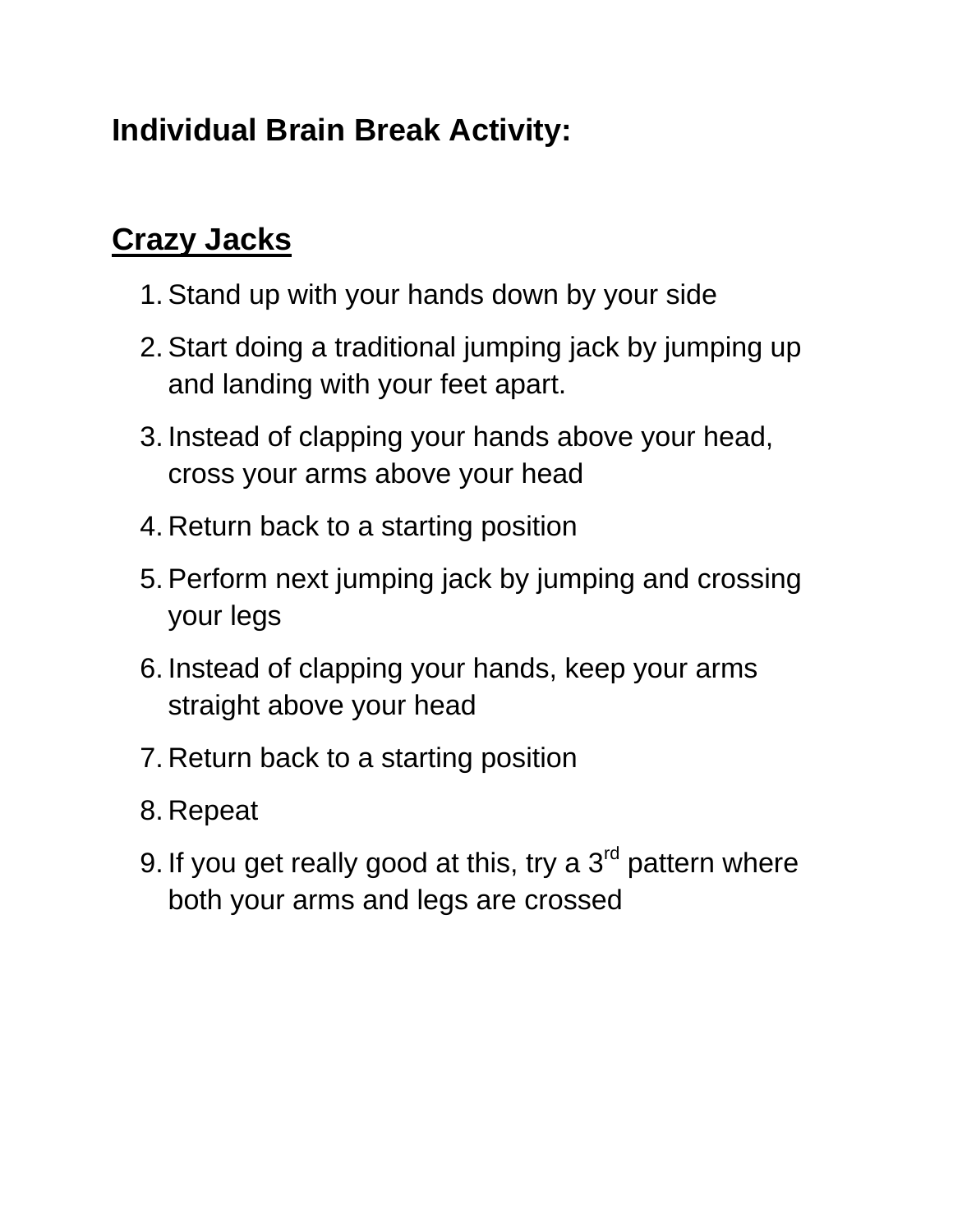**Individual Brain Break Activity:**

## Crazy Jacks

1. Stand up with your hands down by your side
2. Start doing a traditional jumping jack by jumping up and landing with your feet apart.
3. Instead of clapping your hands above your head, cross your arms above your head
4. Return back to a starting position
5. Perform next jumping jack by jumping and crossing your legs
6. Instead of clapping your hands, keep your arms straight above your head
7. Return back to a starting position
8. Repeat
9. If you get really good at this, try a 3rd pattern where both your arms and legs are crossed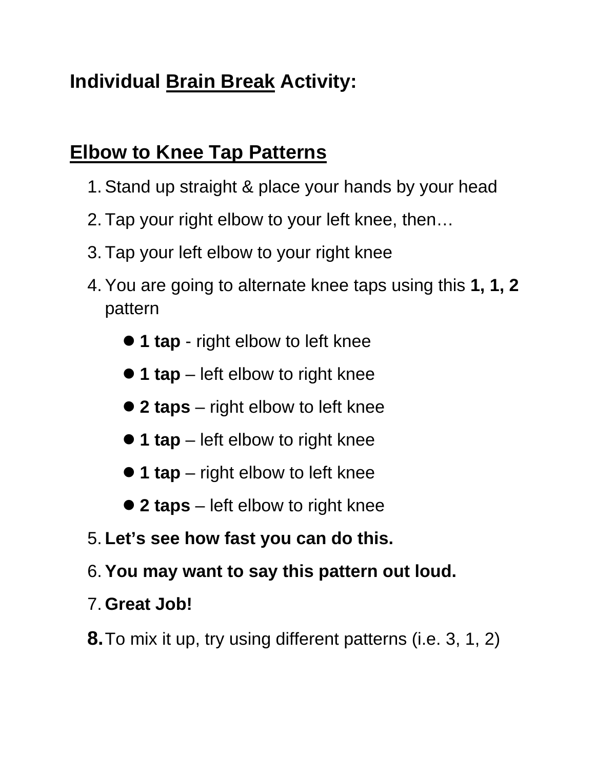## Individual <u>Brain Break</u> Activity:

## <u>Elbow to Knee Tap Patterns</u>

1. Stand up straight & place your hands by your head
2. Tap your right elbow to your left knee, then…
3. Tap your left elbow to your right knee
4. You are going to alternate knee taps using this **1, 1, 2** pattern
   - **1 tap** - right elbow to left knee
   - **1 tap** – left elbow to right knee
   - **2 taps** – right elbow to left knee
   - **1 tap** – left elbow to right knee
   - **1 tap** – right elbow to left knee
   - **2 taps** – left elbow to right knee
5. **Let's see how fast you can do this.**
6. **You may want to say this pattern out loud.**
7. **Great Job!**
8. To mix it up, try using different patterns (i.e. 3, 1, 2)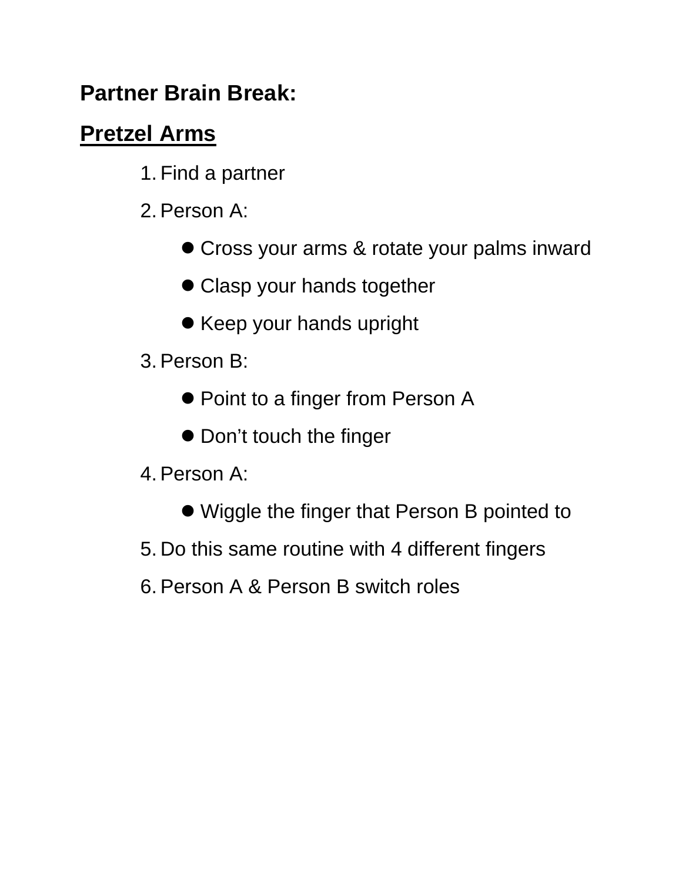**Partner Brain Break:**

## <u>Pretzel Arms</u>

1. Find a partner
2. Person A:
   - Cross your arms & rotate your palms inward
   - Clasp your hands together
   - Keep your hands upright
3. Person B:
   - Point to a finger from Person A
   - Don't touch the finger
4. Person A:
   - Wiggle the finger that Person B pointed to
5. Do this same routine with 4 different fingers
6. Person A & Person B switch roles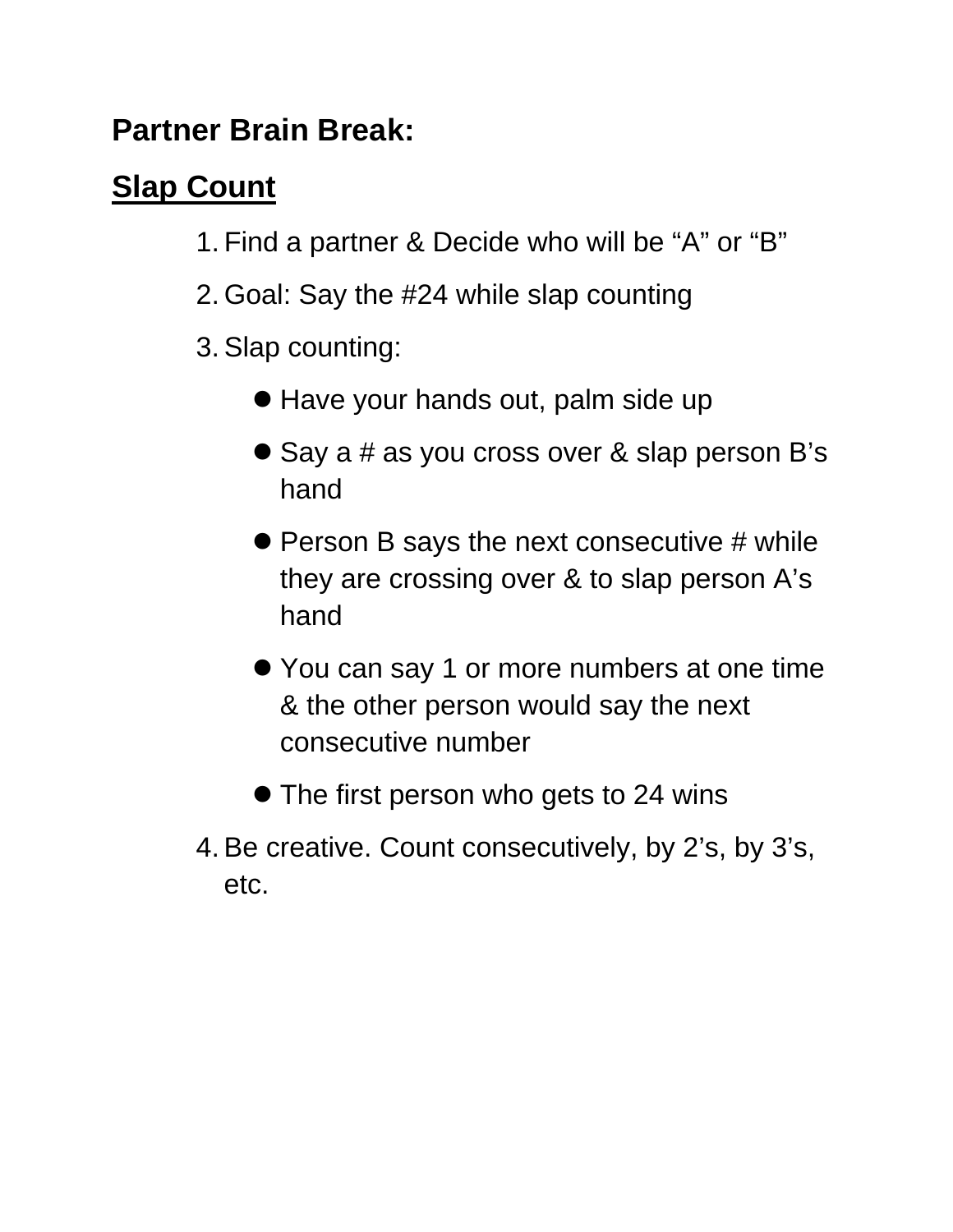**Partner Brain Break:**

## Slap Count

1. Find a partner & Decide who will be "A" or "B"
2. Goal: Say the #24 while slap counting
3. Slap counting:
   - Have your hands out, palm side up
   - Say a # as you cross over & slap person B's hand
   - Person B says the next consecutive # while they are crossing over & to slap person A's hand
   - You can say 1 or more numbers at one time & the other person would say the next consecutive number
   - The first person who gets to 24 wins
4. Be creative. Count consecutively, by 2's, by 3's, etc.